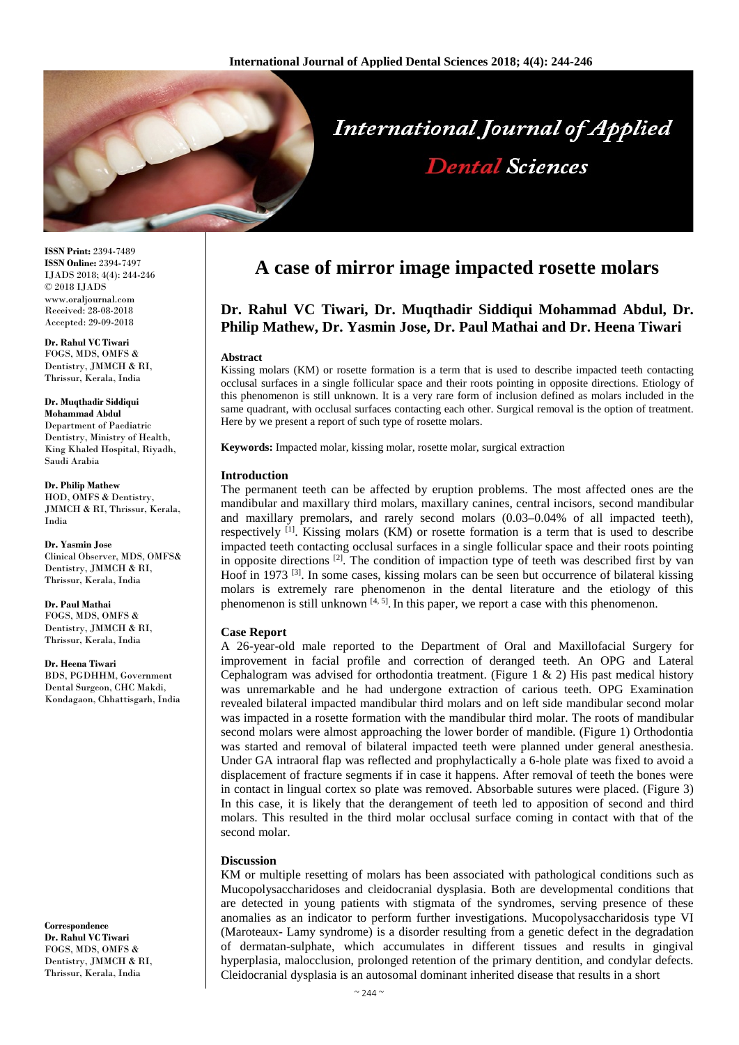# A case of mirror image impacted rosette molars

**Dr. Rahul VC Tiwari, Dr. Muqthadir Siddiqui Mohammad Abdul, Dr. Philip Mathew, Dr. Yasmin Jose, Dr. Paul Mathai and Dr. Heena Tiwari**

**ISSN Print:** 2394-7489
**ISSN Online:** 2394-7497
IJADS 2018; 4(4): 244-246
© 2018 IJADS
www.oraljournal.com
Received: 28-08-2018
Accepted: 29-09-2018

**Dr. Rahul VC Tiwari**
FOGS, MDS, OMFS & Dentistry, JMMCH & RI, Thrissur, Kerala, India

**Dr. Muqthadir Siddiqui Mohammad Abdul**
Department of Paediatric Dentistry, Ministry of Health, King Khaled Hospital, Riyadh, Saudi Arabia

**Dr. Philip Mathew**
HOD, OMFS & Dentistry, JMMCH & RI, Thrissur, Kerala, India

**Dr. Yasmin Jose**
Clinical Observer, MDS, OMFS& Dentistry, JMMCH & RI, Thrissur, Kerala, India

**Dr. Paul Mathai**
FOGS, MDS, OMFS & Dentistry, JMMCH & RI, Thrissur, Kerala, India

**Dr. Heena Tiwari**
BDS, PGDHHM, Government Dental Surgeon, CHC Makdi, Kondagaon, Chhattisgarh, India

**Correspondence**
**Dr. Rahul VC Tiwari**
FOGS, MDS, OMFS & Dentistry, JMMCH & RI, Thrissur, Kerala, India

### Abstract

Kissing molars (KM) or rosette formation is a term that is used to describe impacted teeth contacting occlusal surfaces in a single follicular space and their roots pointing in opposite directions. Etiology of this phenomenon is still unknown. It is a very rare form of inclusion defined as molars included in the same quadrant, with occlusal surfaces contacting each other. Surgical removal is the option of treatment. Here by we present a report of such type of rosette molars.

**Keywords:** Impacted molar, kissing molar, rosette molar, surgical extraction

### Introduction

The permanent teeth can be affected by eruption problems. The most affected ones are the mandibular and maxillary third molars, maxillary canines, central incisors, second mandibular and maxillary premolars, and rarely second molars (0.03–0.04% of all impacted teeth), respectively [1]. Kissing molars (KM) or rosette formation is a term that is used to describe impacted teeth contacting occlusal surfaces in a single follicular space and their roots pointing in opposite directions [2]. The condition of impaction type of teeth was described first by van Hoof in 1973 [3]. In some cases, kissing molars can be seen but occurrence of bilateral kissing molars is extremely rare phenomenon in the dental literature and the etiology of this phenomenon is still unknown [4, 5]. In this paper, we report a case with this phenomenon.

### Case Report

A 26-year-old male reported to the Department of Oral and Maxillofacial Surgery for improvement in facial profile and correction of deranged teeth. An OPG and Lateral Cephalogram was advised for orthodontia treatment. (Figure 1 & 2) His past medical history was unremarkable and he had undergone extraction of carious teeth. OPG Examination revealed bilateral impacted mandibular third molars and on left side mandibular second molar was impacted in a rosette formation with the mandibular third molar. The roots of mandibular second molars were almost approaching the lower border of mandible. (Figure 1) Orthodontia was started and removal of bilateral impacted teeth were planned under general anesthesia. Under GA intraoral flap was reflected and prophylactically a 6-hole plate was fixed to avoid a displacement of fracture segments if in case it happens. After removal of teeth the bones were in contact in lingual cortex so plate was removed. Absorbable sutures were placed. (Figure 3) In this case, it is likely that the derangement of teeth led to apposition of second and third molars. This resulted in the third molar occlusal surface coming in contact with that of the second molar.

### Discussion

KM or multiple resetting of molars has been associated with pathological conditions such as Mucopolysaccharidoses and cleidocranial dysplasia. Both are developmental conditions that are detected in young patients with stigmata of the syndromes, serving presence of these anomalies as an indicator to perform further investigations. Mucopolysaccharidosis type VI (Maroteaux- Lamy syndrome) is a disorder resulting from a genetic defect in the degradation of dermatan-sulphate, which accumulates in different tissues and results in gingival hyperplasia, malocclusion, prolonged retention of the primary dentition, and condylar defects. Cleidocranial dysplasia is an autosomal dominant inherited disease that results in a short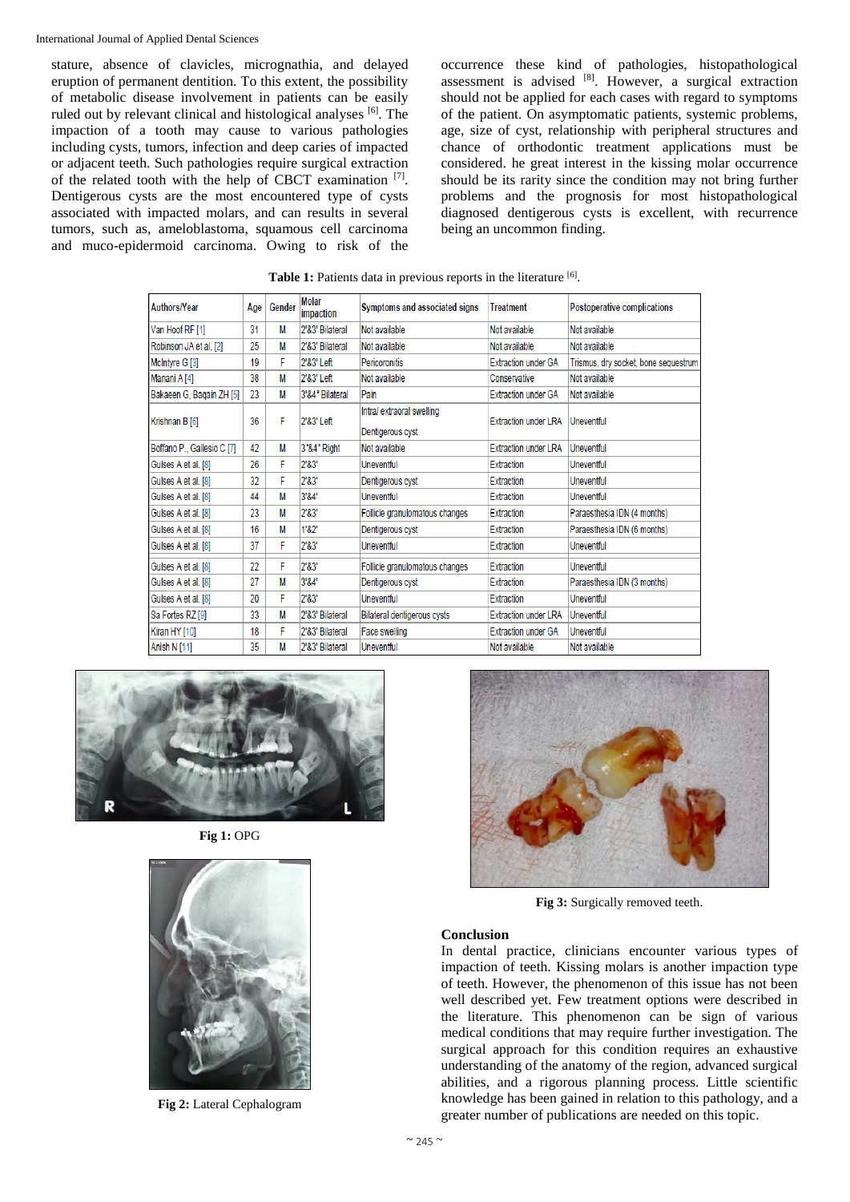stature, absence of clavicles, micrognathia, and delayed eruption of permanent dentition. To this extent, the possibility of metabolic disease involvement in patients can be easily ruled out by relevant clinical and histological analyses [6]. The impaction of a tooth may cause to various pathologies including cysts, tumors, infection and deep caries of impacted or adjacent teeth. Such pathologies require surgical extraction of the related tooth with the help of CBCT examination [7]. Dentigerous cysts are the most encountered type of cysts associated with impacted molars, and can results in several tumors, such as, ameloblastoma, squamous cell carcinoma and muco-epidermoid carcinoma. Owing to risk of the occurrence these kind of pathologies, histopathological assessment is advised [8]. However, a surgical extraction should not be applied for each cases with regard to symptoms of the patient. On asymptomatic patients, systemic problems, age, size of cyst, relationship with peripheral structures and chance of orthodontic treatment applications must be considered. he great interest in the kissing molar occurrence should be its rarity since the condition may not bring further problems and the prognosis for most histopathological diagnosed dentigerous cysts is excellent, with recurrence being an uncommon finding.

**Table 1:** Patients data in previous reports in the literature [6].

| Authors/Year | Age | Gender | Molar Impaction | Symptoms and associated signs | Treatment | Postoperative complications |
|---|---|---|---|---|---|---|
| Van Hoof RF [1] | 31 | M | 2'&3' Bilateral | Not available | Not available | Not available |
| Robinson JA et al. [2] | 25 | M | 2'&3' Bilateral | Not available | Not available | Not available |
| McIntyre G [3] | 19 | F | 2'&3' Left | Pericoronitis | Extraction under GA | Trismus, dry socket, bone sequestrum |
| Manani A [4] | 38 | M | 2'&3' Left | Not available | Conservative | Not available |
| Bakaeen G, Baqain ZH [5] | 23 | M | 3'&4' Bilateral | Pain | Extraction under GA | Not available |
| Krishnan B [6] | 36 | F | 2'&3' Left | Intra/ extraoral swelling Dentigerous cyst | Extraction under LRA | Uneventful |
| Boffano P., Gallesio C [7] | 42 | M | 3'&4' Right | Not available | Extraction under LRA | Uneventful |
| Gulses A et al. [8] | 26 | F | 2'&3' | Uneventful | Extraction | Uneventful |
| Gulses A et al. [8] | 32 | F | 2'&3' | Dentigerous cyst | Extraction | Uneventful |
| Gulses A et al. [8] | 44 | M | 3'&4' | Uneventful | Extraction | Uneventful |
| Gulses A et al. [8] | 23 | M | 2'&3' | Follicle granulomatous changes | Extraction | Paraesthesia IDN (4 months) |
| Gulses A et al. [8] | 16 | M | 1'&2' | Dentigerous cyst | Extraction | Paraesthesia IDN (6 months) |
| Gulses A et al. [8] | 37 | F | 2'&3' | Uneventful | Extraction | Uneventful |
| Gulses A et al. [8] | 22 | F | 2'&3' | Follicle granulomatous changes | Extraction | Uneventful |
| Gulses A et al. [8] | 27 | M | 3'&4' | Dentigerous cyst | Extraction | Paraesthesia IDN (3 months) |
| Gulses A et al. [8] | 20 | F | 2'&3' | Uneventful | Extraction | Uneventful |
| Sa Fortes RZ [9] | 33 | M | 2'&3' Bilateral | Bilateral dentigerous cysts | Extraction under LRA | Uneventful |
| Kiran HY [10] | 18 | F | 2'&3' Bilateral | Face swelling | Extraction under GA | Uneventful |
| Anish N [11] | 35 | M | 2'&3' Bilateral | Uneventful | Not available | Not available |

**Fig 1:** OPG

**Fig 2:** Lateral Cephalogram

**Fig 3:** Surgically removed teeth.

## Conclusion

In dental practice, clinicians encounter various types of impaction of teeth. Kissing molars is another impaction type of teeth. However, the phenomenon of this issue has not been well described yet. Few treatment options were described in the literature. This phenomenon can be sign of various medical conditions that may require further investigation. The surgical approach for this condition requires an exhaustive understanding of the anatomy of the region, advanced surgical abilities, and a rigorous planning process. Little scientific knowledge has been gained in relation to this pathology, and a greater number of publications are needed on this topic.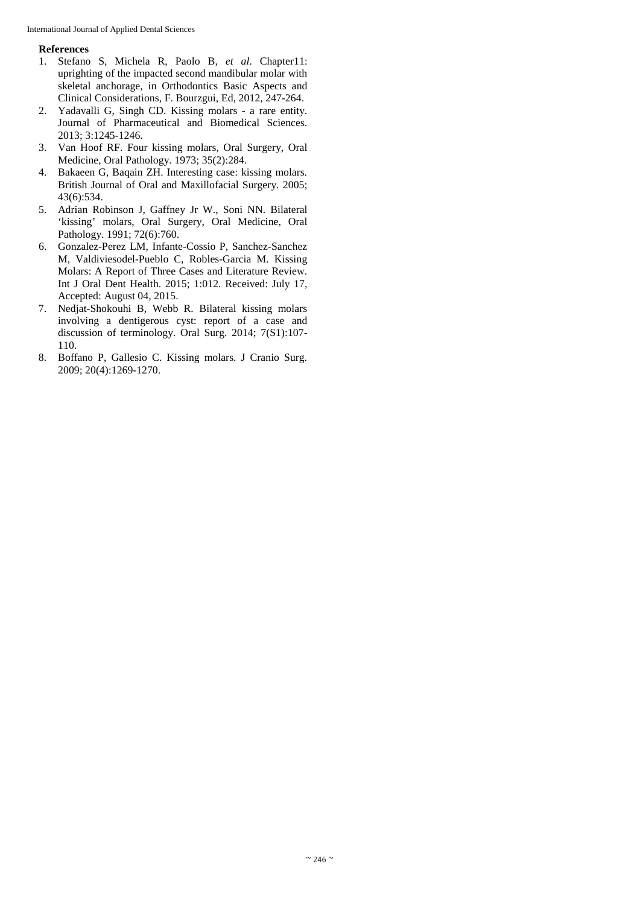**References**

1. Stefano S, Michela R, Paolo B, *et al.* Chapter11: uprighting of the impacted second mandibular molar with skeletal anchorage, in Orthodontics Basic Aspects and Clinical Considerations, F. Bourzgui, Ed, 2012, 247-264.
2. Yadavalli G, Singh CD. Kissing molars - a rare entity. Journal of Pharmaceutical and Biomedical Sciences. 2013; 3:1245-1246.
3. Van Hoof RF. Four kissing molars, Oral Surgery, Oral Medicine, Oral Pathology. 1973; 35(2):284.
4. Bakaeen G, Baqain ZH. Interesting case: kissing molars. British Journal of Oral and Maxillofacial Surgery. 2005; 43(6):534.
5. Adrian Robinson J, Gaffney Jr W., Soni NN. Bilateral 'kissing' molars, Oral Surgery, Oral Medicine, Oral Pathology. 1991; 72(6):760.
6. Gonzalez-Perez LM, Infante-Cossio P, Sanchez-Sanchez M, Valdiviesodel-Pueblo C, Robles-Garcia M. Kissing Molars: A Report of Three Cases and Literature Review. Int J Oral Dent Health. 2015; 1:012. Received: July 17, Accepted: August 04, 2015.
7. Nedjat-Shokouhi B, Webb R. Bilateral kissing molars involving a dentigerous cyst: report of a case and discussion of terminology. Oral Surg. 2014; 7(S1):107-110.
8. Boffano P, Gallesio C. Kissing molars. J Cranio Surg. 2009; 20(4):1269-1270.